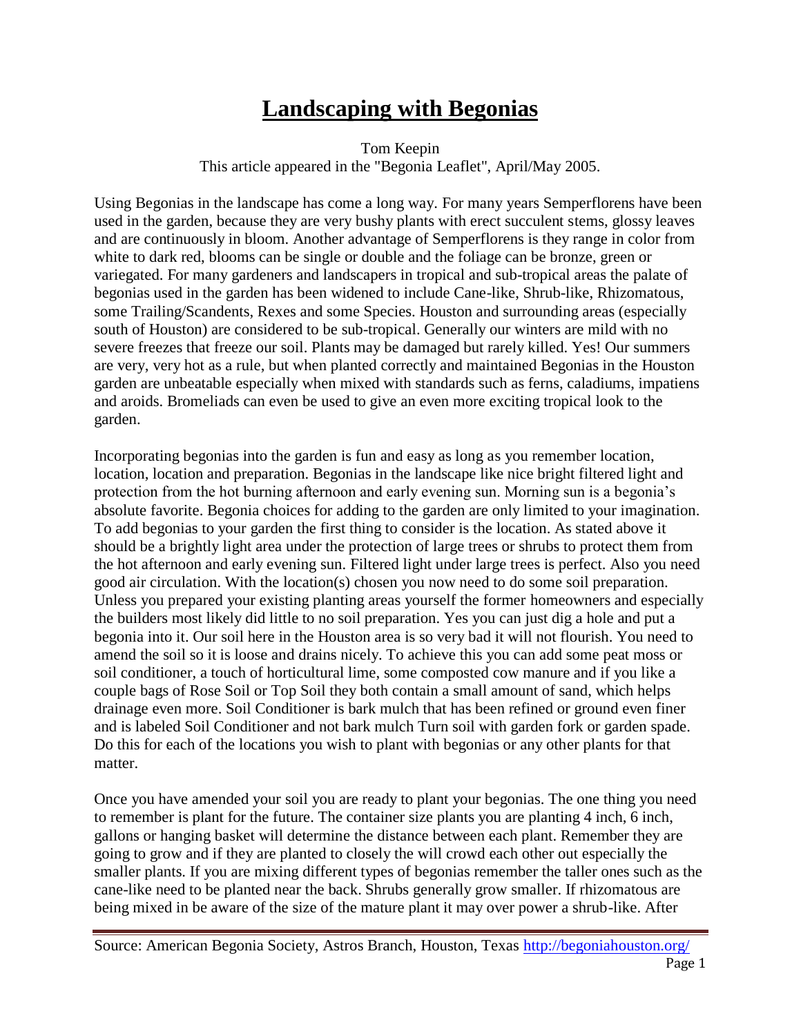# Landscaping with Begonias

Tom Keepin

This article appeared in the "Begonia Leaflet", April/May 2005.

Using Begonias in the landscape has come a long way. For many years Semperflorens have been used in the garden, because they are very bushy plants with erect succulent stems, glossy leaves and are continuously in bloom. Another advantage of Semperflorens is they range in color from white to dark red, blooms can be single or double and the foliage can be bronze, green or variegated. For many gardeners and landscapers in tropical and sub-tropical areas the palate of begonias used in the garden has been widened to include Cane-like, Shrub-like, Rhizomatous, some Trailing/Scandents, Rexes and some Species. Houston and surrounding areas (especially south of Houston) are considered to be sub-tropical. Generally our winters are mild with no severe freezes that freeze our soil. Plants may be damaged but rarely killed. Yes! Our summers are very, very hot as a rule, but when planted correctly and maintained Begonias in the Houston garden are unbeatable especially when mixed with standards such as ferns, caladiums, impatiens and aroids. Bromeliads can even be used to give an even more exciting tropical look to the garden.

Incorporating begonias into the garden is fun and easy as long as you remember location, location, location and preparation. Begonias in the landscape like nice bright filtered light and protection from the hot burning afternoon and early evening sun. Morning sun is a begonia's absolute favorite. Begonia choices for adding to the garden are only limited to your imagination. To add begonias to your garden the first thing to consider is the location. As stated above it should be a brightly light area under the protection of large trees or shrubs to protect them from the hot afternoon and early evening sun. Filtered light under large trees is perfect. Also you need good air circulation. With the location(s) chosen you now need to do some soil preparation. Unless you prepared your existing planting areas yourself the former homeowners and especially the builders most likely did little to no soil preparation. Yes you can just dig a hole and put a begonia into it. Our soil here in the Houston area is so very bad it will not flourish. You need to amend the soil so it is loose and drains nicely. To achieve this you can add some peat moss or soil conditioner, a touch of horticultural lime, some composted cow manure and if you like a couple bags of Rose Soil or Top Soil they both contain a small amount of sand, which helps drainage even more. Soil Conditioner is bark mulch that has been refined or ground even finer and is labeled Soil Conditioner and not bark mulch Turn soil with garden fork or garden spade. Do this for each of the locations you wish to plant with begonias or any other plants for that matter.

Once you have amended your soil you are ready to plant your begonias. The one thing you need to remember is plant for the future. The container size plants you are planting 4 inch, 6 inch, gallons or hanging basket will determine the distance between each plant. Remember they are going to grow and if they are planted to closely the will crowd each other out especially the smaller plants. If you are mixing different types of begonias remember the taller ones such as the cane-like need to be planted near the back. Shrubs generally grow smaller. If rhizomatous are being mixed in be aware of the size of the mature plant it may over power a shrub-like. After

Source: American Begonia Society, Astros Branch, Houston, Texas http://begoniahouston.org/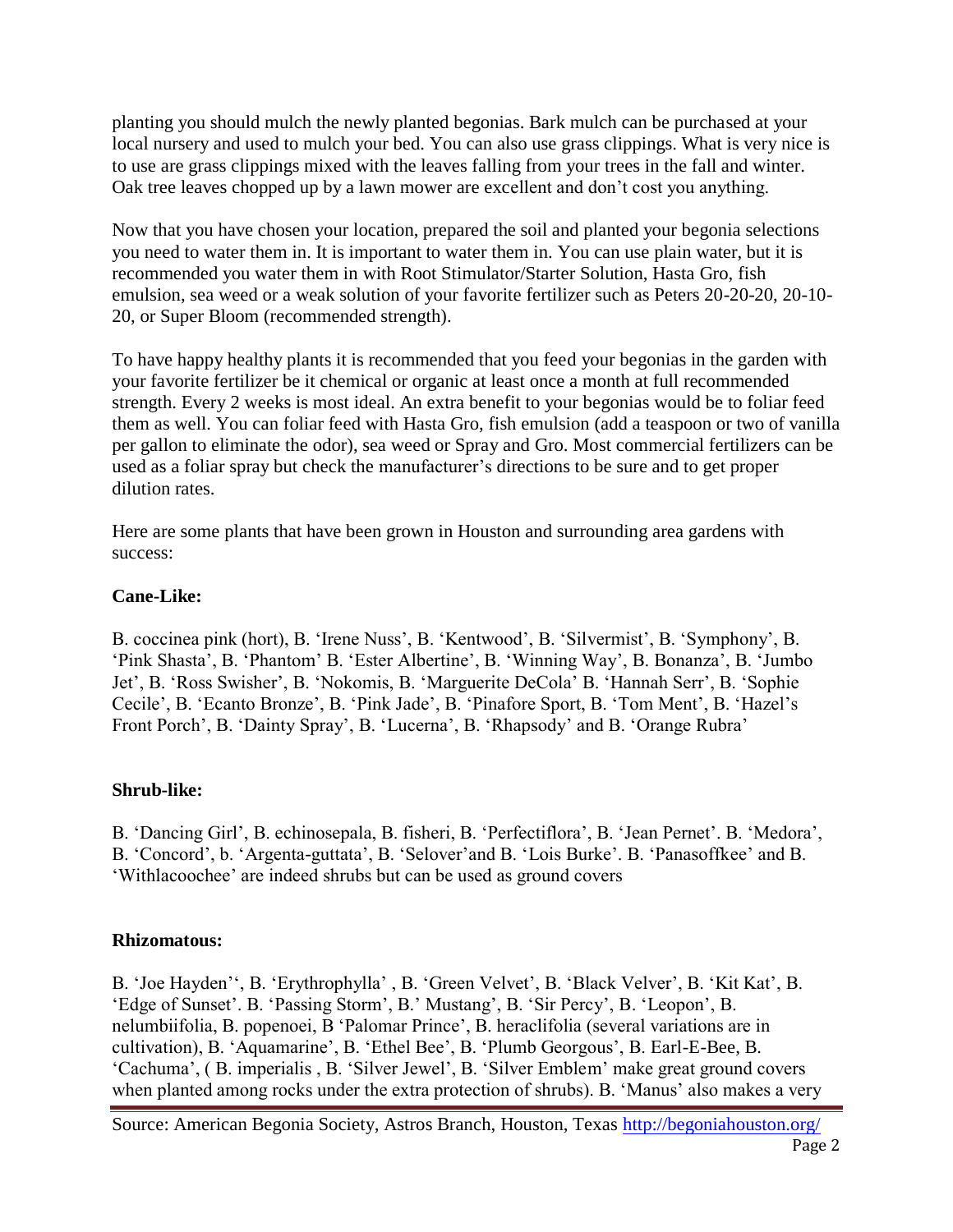planting you should mulch the newly planted begonias. Bark mulch can be purchased at your local nursery and used to mulch your bed. You can also use grass clippings. What is very nice is to use are grass clippings mixed with the leaves falling from your trees in the fall and winter. Oak tree leaves chopped up by a lawn mower are excellent and don't cost you anything.

Now that you have chosen your location, prepared the soil and planted your begonia selections you need to water them in. It is important to water them in. You can use plain water, but it is recommended you water them in with Root Stimulator/Starter Solution, Hasta Gro, fish emulsion, sea weed or a weak solution of your favorite fertilizer such as Peters 20-20-20, 20-10-20, or Super Bloom (recommended strength).

To have happy healthy plants it is recommended that you feed your begonias in the garden with your favorite fertilizer be it chemical or organic at least once a month at full recommended strength. Every 2 weeks is most ideal. An extra benefit to your begonias would be to foliar feed them as well. You can foliar feed with Hasta Gro, fish emulsion (add a teaspoon or two of vanilla per gallon to eliminate the odor), sea weed or Spray and Gro. Most commercial fertilizers can be used as a foliar spray but check the manufacturer's directions to be sure and to get proper dilution rates.

Here are some plants that have been grown in Houston and surrounding area gardens with success:

**Cane-Like:**

B. coccinea pink (hort), B. 'Irene Nuss', B. 'Kentwood', B. 'Silvermist', B. 'Symphony', B. 'Pink Shasta', B. 'Phantom' B. 'Ester Albertine', B. 'Winning Way', B. Bonanza', B. 'Jumbo Jet', B. 'Ross Swisher', B. 'Nokomis, B. 'Marguerite DeCola' B. 'Hannah Serr', B. 'Sophie Cecile', B. 'Ecanto Bronze', B. 'Pink Jade', B. 'Pinafore Sport, B. 'Tom Ment', B. 'Hazel's Front Porch', B. 'Dainty Spray', B. 'Lucerna', B. 'Rhapsody' and B. 'Orange Rubra'

**Shrub-like:**

B. 'Dancing Girl', B. echinosepala, B. fisheri, B. 'Perfectiflora', B. 'Jean Pernet'. B. 'Medora', B. 'Concord', b. 'Argenta-guttata', B. 'Selover'and B. 'Lois Burke'. B. 'Panasoffkee' and B. 'Withlacoochee' are indeed shrubs but can be used as ground covers

**Rhizomatous:**

B. 'Joe Hayden'', B. 'Erythrophylla' , B. 'Green Velvet', B. 'Black Velver', B. 'Kit Kat', B. 'Edge of Sunset'. B. 'Passing Storm', B.' Mustang', B. 'Sir Percy', B. 'Leopon', B. nelumbiifolia, B. popenoei, B 'Palomar Prince', B. heraclifolia (several variations are in cultivation), B. 'Aquamarine', B. 'Ethel Bee', B. 'Plumb Georgous', B. Earl-E-Bee, B. 'Cachuma', ( B. imperialis , B. 'Silver Jewel', B. 'Silver Emblem' make great ground covers when planted among rocks under the extra protection of shrubs). B. 'Manus' also makes a very

Source: American Begonia Society, Astros Branch, Houston, Texas http://begoniahouston.org/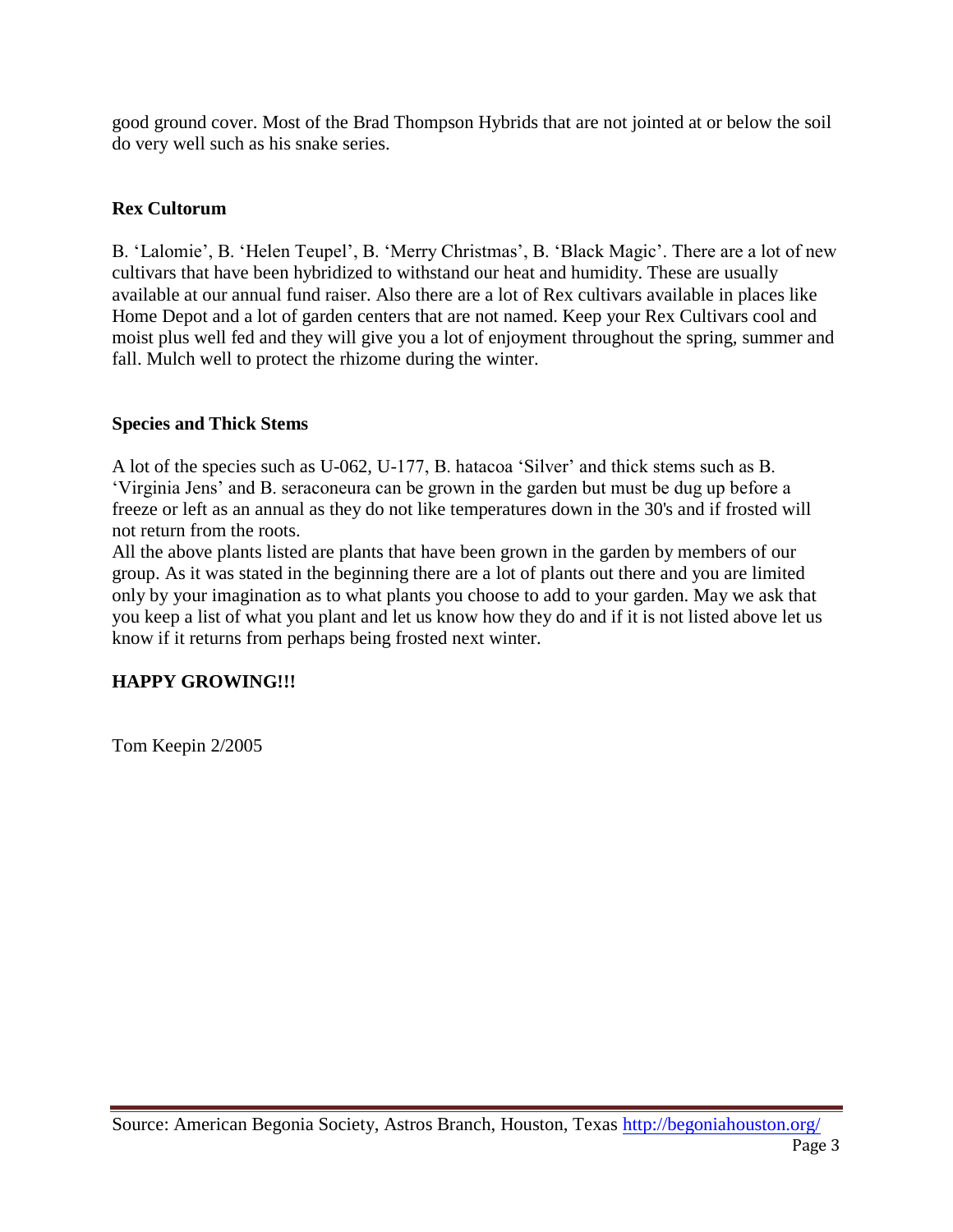good ground cover. Most of the Brad Thompson Hybrids that are not jointed at or below the soil do very well such as his snake series.

### Rex Cultorum

B. 'Lalomie', B. 'Helen Teupel', B. 'Merry Christmas', B. 'Black Magic'. There are a lot of new cultivars that have been hybridized to withstand our heat and humidity. These are usually available at our annual fund raiser. Also there are a lot of Rex cultivars available in places like Home Depot and a lot of garden centers that are not named. Keep your Rex Cultivars cool and moist plus well fed and they will give you a lot of enjoyment throughout the spring, summer and fall. Mulch well to protect the rhizome during the winter.

### Species and Thick Stems

A lot of the species such as U-062, U-177, B. hatacoa 'Silver' and thick stems such as B. 'Virginia Jens' and B. seraconeura can be grown in the garden but must be dug up before a freeze or left as an annual as they do not like temperatures down in the 30's and if frosted will not return from the roots.

All the above plants listed are plants that have been grown in the garden by members of our group. As it was stated in the beginning there are a lot of plants out there and you are limited only by your imagination as to what plants you choose to add to your garden. May we ask that you keep a list of what you plant and let us know how they do and if it is not listed above let us know if it returns from perhaps being frosted next winter.

**HAPPY GROWING!!!**

Tom Keepin 2/2005

Source: American Begonia Society, Astros Branch, Houston, Texas http://begoniahouston.org/